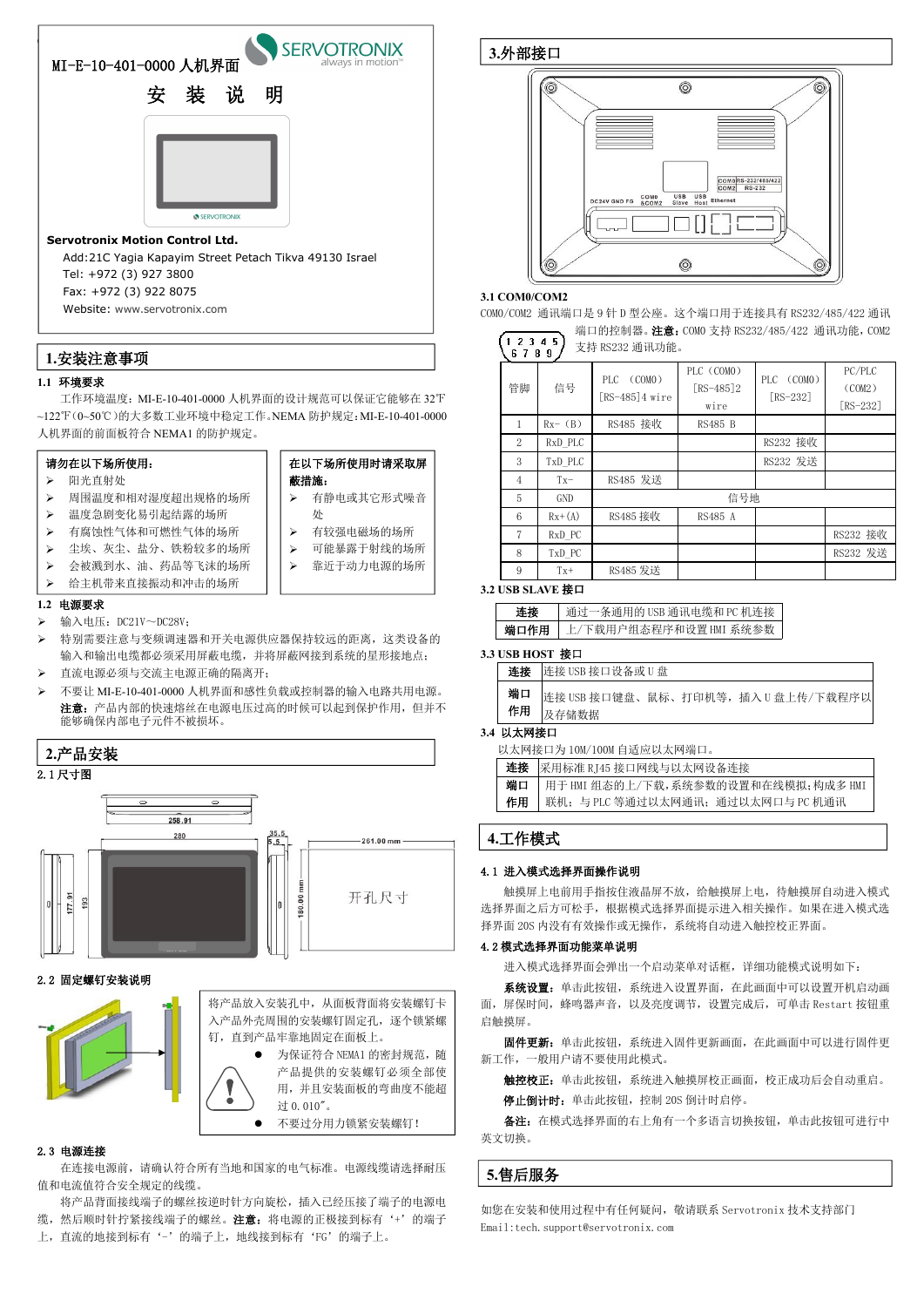MI-E-10-401-0000 人机界面

# 安 装 说 明

**Servotronix Motion Control Ltd.**

Add:21C Yagia Kapayim Street Petach Tikva 49130 Israel
Tel: +972 (3) 927 3800
Fax: +972 (3) 922 8075
Website: www.servotronix.com

## 1.安装注意事项

### 1.1 环境要求

工作环境温度：MI-E-10-401-0000 人机界面的设计规范可以保证它能够在 32℉~122℉(0~50℃)的大多数工业环境中稳定工作。NEMA 防护规定：MI-E-10-401-0000 人机界面的前面板符合 NEMA1 的防护要求。

**请勿在以下场所使用：**

- 阳光直射处
- 周围温度和相对湿度超出规格的场所
- 温度急剧变化易引起结露的场所
- 有腐蚀性气体和可燃性气体的场所
- 尘埃、灰尘、盐分、铁粉较多的场所
- 会被溅到水、油、药品等飞沫的场所
- 给主机带来直接振动和冲击的场所

**在以下场所使用时请采取屏蔽措施：**

- 有静电或其它形式噪音处
- 有较强电磁场的场所
- 可能暴露于射线的场所
- 靠近于动力电源的场所

### 1.2 电源要求

- 输入电压：DC21V～DC28V；
- 特别需要注意与变频调速器和开关电源供应器保持较远的距离，这类设备的输入和输出电缆都必须采用屏蔽电缆，并将屏蔽网接到系统的星形接地点；
- 直流电源必须与交流主电源正确的隔离开；
- 不要让 MI-E-10-401-0000 人机界面和感性负载或控制器的输入电路共用电源。

**注意：**产品内部的快速熔丝在电源电压过高的时候可以起到保护作用，但并不能够确保内部电子元件不被损坏。

## 2.产品安装

### 2.1 尺寸图

258.91　280　35.5　5.5　261.00 mm　177.91　193　180.00 mm　开孔尺寸

### 2.2 固定螺钉安装说明

将产品放入安装孔中，从面板背面将安装螺钉卡入产品外壳周围的安装螺钉固定孔，逐个锁紧螺钉，直到产品牢靠地固定在面板上。

- 为保证符合 NEMA1 的密封规范，随产品提供的安装螺钉必须全部使用，并且安装面板的弯曲度不能超过 0.010"。
- 不要过分用力锁紧安装螺钉！

### 2.3 电源连接

在连接电源前，请确认符合所有当地和国家的电气标准。电源线缆请选择耐压值和电流值符合安全规定的线缆。

将产品背面接线端子的螺丝按逆时针方向旋松，插入已经压接了端子的电源电缆，然后顺时针拧紧接线端子的螺丝。**注意：**将电源的正极接到标有‘+’的端子上，直流的地接到标有‘-’的端子上，地线接到标有‘FG’的端子上。

## 3.外部接口

DC24V GND FG　COM0 &COM2　USB Slave　USB Host　Ethernet　COM0 RS-232/485/422　COM2 RS-232

### 3.1 COM0/COM2

COM0/COM2 通讯端口是 9 针 D 型公座。这个端口用于连接具有 RS232/485/422 通讯端口的控制器。**注意：**COM0 支持 RS232/485/422 通讯功能，COM2 支持 RS232 通讯功能。

1 2 3 4 5
6 7 8 9

| 管脚 | 信号 | PLC (COM0) [RS-485]4 wire | PLC (COM0) [RS-485]2 wire | PLC (COM0) [RS-232] | PC/PLC (COM2) [RS-232] |
|---|---|---|---|---|---|
| 1 | Rx- (B) | RS485 接收 | RS485 B | | |
| 2 | RxD_PLC | | | RS232 接收 | |
| 3 | TxD_PLC | | | RS232 发送 | |
| 4 | Tx- | RS485 发送 | | | |
| 5 | GND | 信号地 | | | |
| 6 | Rx+(A) | RS485 接收 | RS485 A | | |
| 7 | RxD_PC | | | | RS232 接收 |
| 8 | TxD_PC | | | | RS232 发送 |
| 9 | Tx+ | RS485 发送 | | | |

### 3.2 USB SLAVE 接口

| 连接 | 通过一条通用的 USB 通讯电缆和 PC 机连接 |
|---|---|
| 端口作用 | 上/下载用户组态程序和设置 HMI 系统参数 |

### 3.3 USB HOST 接口

| 连接 | 连接 USB 接口设备或 U 盘 |
|---|---|
| 端口作用 | 连接 USB 接口键盘、鼠标、打印机等，插入 U 盘上传/下载程序以及存储数据 |

### 3.4 以太网接口

以太网接口为 10M/100M 自适应以太网端口。

| 连接 | 采用标准 RJ45 接口网线与以太网设备连接 |
|---|---|
| 端口作用 | 用于 HMI 组态的上/下载，系统参数的设置和在线模拟；构成多 HMI 联机；与 PLC 等通过以太网通讯；通过以太网口与 PC 机通讯 |

## 4.工作模式

### 4.1 进入模式选择界面操作说明

触摸屏上电前用手指按住液晶屏不放，给触摸屏上电，待触摸屏自动进入模式选择界面之后方可松手，根据模式选择界面提示进入相关操作。如果在进入模式选择界面 20S 内没有有效操作或无操作，系统将自动进入触控校正界面。

### 4.2 模式选择界面功能菜单说明

进入模式选择界面会弹出一个启动菜单对话框，详细功能模式说明如下：

**系统设置：**单击此按钮，系统进入设置界面，在此画面中可以设置开机启动画面，屏保时间，蜂鸣器声音，以及亮度调节，设置完成后，可单击 Restart 按钮重启触摸屏。

**固件更新：**单击此按钮，系统进入固件更新画面，在此画面中可以进行固件更新工作，一般用户请不要使用此模式。

**触控校正：**单击此按钮，系统进入触摸屏校正画面，校正成功后会自动重启。

**停止倒计时：**单击此按钮，控制 20S 倒计时启停。

**备注：**在模式选择界面的右上角有一个多语言切换按钮，单击此按钮可进行中英文切换。

## 5.售后服务

如您在安装和使用过程中有任何疑问，敬请联系 Servotronix 技术支持部门
Email:tech.support@servotronix.com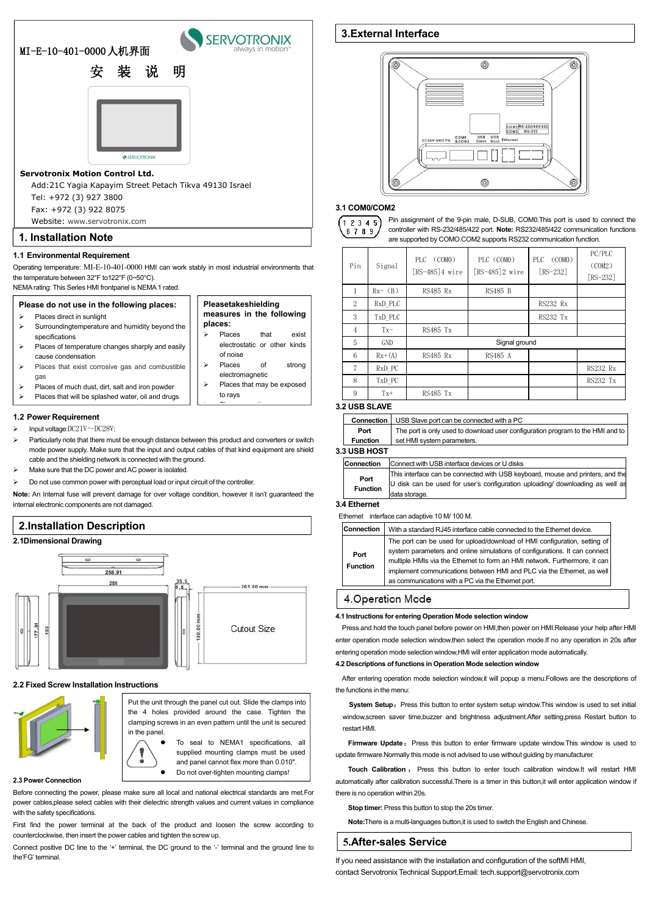MI-E-10-401-0000 人机界面

安 装 说 明

**Servotronix Motion Control Ltd.**

Add:21C Yagia Kapayim Street Petach Tikva 49130 Israel

Tel: +972 (3) 927 3800

Fax: +972 (3) 922 8075

Website: www.servotronix.com

## 1. Installation Note

### 1.1 Environmental Requirement

Operating temperature: MI-E-10-401-0000 HMI can work stably in most industrial environments that the temperature between 32°F to122°F (0~50°C).

NEMA rating: This Series HMI frontpanel is NEMA 1 rated.

**Please do not use in the following places:**

- Places direct in sunlight
- Surroundingtemperature and humidity beyond the specifications
- Places of temperature changes sharply and easily cause condensation
- Places that exist corrosive gas and combustible gas
- Places of much dust, dirt, salt and iron powder
- Places that will be splashed water, oil and drugs

**Pleasetakeshielding measures in the following places:**

- Places that exist electrostatic or other kinds of noise
- Places of strong electromagnetic
- Places that may be exposed to rays

### 1.2 Power Requirement

- Input voltage:DC21V～DC28V;
- Particularly note that there must be enough distance between this product and converters or switch mode power supply. Make sure that the input and output cables of that kind equipment are shield cable and the shielding network is connected with the ground.
- Make sure that the DC power and AC power is isolated.
- Do not use common power with perceptual load or input circuit of the controller.

**Note:** An Internal fuse will prevent damage for over voltage condition, however it isn't guaranteed the internal electronic components are not damaged.

## 2.Installation Description

### 2.1Dimensional Drawing

258.91

280

35.5

5.5

261.00 mm

177.91

193

180.00 mm

Cutout Size

### 2.2 Fixed Screw Installation Instructions

Put the unit through the panel cut out. Slide the clamps into the 4 holes provided around the case. Tighten the clamping screws in an even pattern until the unit is secured in the panel.

- To seal to NEMA1 specifications, all supplied mounting clamps must be used and panel cannot flex more than 0.010".
- Do not over-tighten mounting clamps!

### 2.3 Power Connection

Before connecting the power, please make sure all local and national electrical standards are met.For power cables,please select cables with their dielectric strength values and current values in compliance with the safety specifications.

First find the power terminal at the back of the product and loosen the screw according to counterclockwise, then insert the power cables and tighten the screw up.

Connect positive DC line to the '+' terminal, the DC ground to the '-' terminal and the ground line to the'FG' terminal.

## 3.External Interface

DC24V GND FG　COM0 &COM2　USB Slave　USB Host　Ethernet

COM0 RS-232/485/422
COM2 RS-232

### 3.1 COM0/COM2

1 2 3 4 5
6 7 8 9

Pin assignment of the 9-pin male, D-SUB, COM0.This port is used to connect the controller with RS-232/485/422 port. **Note:** RS232/485/422 communication functions are supported by COMO.COM2 supports RS232 communication function.

| Pin | Signal | PLC (COM0) [RS-485]4 wire | PLC (COM0) [RS-485]2 wire | PLC (COM0) [RS-232] | PC/PLC (COM2) [RS-232] |
|---|---|---|---|---|---|
| 1 | Rx- (B) | RS485 Rx | RS485 B | | |
| 2 | RxD_PLC | | | RS232 Rx | |
| 3 | TxD_PLC | | | RS232 Tx | |
| 4 | Tx- | RS485 Tx | | | |
| 5 | GND | Signal ground | | | |
| 6 | Rx+(A) | RS485 Rx | RS485 A | | |
| 7 | RxD_PC | | | | RS232 Rx |
| 8 | TxD_PC | | | | RS232 Tx |
| 9 | Tx+ | RS485 Tx | | | |

### 3.2 USB SLAVE

| | |
|---|---|
| **Connection** | USB Slave port can be connected with a PC |
| **Port Function** | The port is only used to download user configuration program to the HMI and to set HMI system parameters. |

### 3.3 USB HOST

| | |
|---|---|
| **Connection** | Connect with USB interface devices or U disks |
| **Port Function** | This interface can be connected with USB keyboard, mouse and printers, and the U disk can be used for user's configuration uploading/ downloading as well as data storage. |

### 3.4 Ethernet

Ethernet　interface can adaptive 10 M/ 100 M.

| | |
|---|---|
| **Connection** | With a standard RJ45 interface cable connected to the Ethernet device. |
| **Port Function** | The port can be used for upload/download of HMI configuration, setting of system parameters and online simulations of configurations. It can connect multiple HMIs via the Ethernet to form an HMI network. Furthermore, it can implement communications between HMI and PLC via the Ethernet, as well as communications with a PC via the Ethernet port. |

## 4.Operation Mode

### 4.1 Instructions for entering Operation Mode selection window

Press and hold the touch panel before power on HMI,then power on HMI.Release your help after HMI enter operation mode selection window,then select the operation mode.If no any operation in 20s after entering operation mode selection window,HMI will enter application mode automatically.

### 4.2 Descriptions of functions in Operation Mode selection window

After entering operation mode selection window,it will popup a menu.Follows are the descriptions of the functions in the menu:

**System Setup**：Press this button to enter system setup window.This window is used to set initial window,screen saver time,buzzer and brightness adjustment.After setting,press Restart button to restart HMI.

**Firmware Update**：Press this button to enter firmware update window.This window is used to update firmware.Normally this mode is not advised to use without guiding by manufacturer.

**Touch Calibration**：Press this button to enter touch calibration window.It will restart HMI automatically after calibration successful.There is a timer in this button,it will enter application window if there is no operation within 20s.

**Stop timer:** Press this button to stop the 20s timer.

**Note:**There is a multi-languages button,it is used to switch the English and Chinese.

## 5.After-sales Service

If you need assistance with the installation and configuration of the softMI HMI, contact Servotronix Technical Support,Email: tech.support@servotronix.com